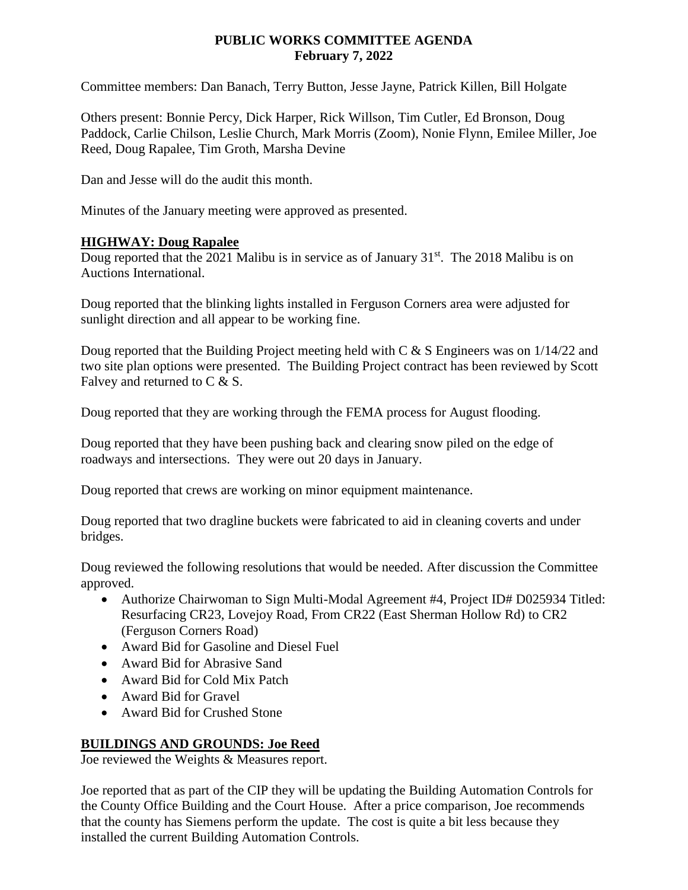# PUBLIC WORKS COMMITTEE AGENDA
## February 7, 2022

Committee members: Dan Banach, Terry Button, Jesse Jayne, Patrick Killen, Bill Holgate

Others present: Bonnie Percy, Dick Harper, Rick Willson, Tim Cutler, Ed Bronson, Doug Paddock, Carlie Chilson, Leslie Church, Mark Morris (Zoom), Nonie Flynn, Emilee Miller, Joe Reed, Doug Rapalee, Tim Groth, Marsha Devine

Dan and Jesse will do the audit this month.

Minutes of the January meeting were approved as presented.

### HIGHWAY: Doug Rapalee

Doug reported that the 2021 Malibu is in service as of January 31st. The 2018 Malibu is on Auctions International.

Doug reported that the blinking lights installed in Ferguson Corners area were adjusted for sunlight direction and all appear to be working fine.

Doug reported that the Building Project meeting held with C & S Engineers was on 1/14/22 and two site plan options were presented. The Building Project contract has been reviewed by Scott Falvey and returned to C & S.

Doug reported that they are working through the FEMA process for August flooding.

Doug reported that they have been pushing back and clearing snow piled on the edge of roadways and intersections. They were out 20 days in January.

Doug reported that crews are working on minor equipment maintenance.

Doug reported that two dragline buckets were fabricated to aid in cleaning coverts and under bridges.

Doug reviewed the following resolutions that would be needed. After discussion the Committee approved.

- Authorize Chairwoman to Sign Multi-Modal Agreement #4, Project ID# D025934 Titled: Resurfacing CR23, Lovejoy Road, From CR22 (East Sherman Hollow Rd) to CR2 (Ferguson Corners Road)
- Award Bid for Gasoline and Diesel Fuel
- Award Bid for Abrasive Sand
- Award Bid for Cold Mix Patch
- Award Bid for Gravel
- Award Bid for Crushed Stone

### BUILDINGS AND GROUNDS: Joe Reed

Joe reviewed the Weights & Measures report.

Joe reported that as part of the CIP they will be updating the Building Automation Controls for the County Office Building and the Court House. After a price comparison, Joe recommends that the county has Siemens perform the update. The cost is quite a bit less because they installed the current Building Automation Controls.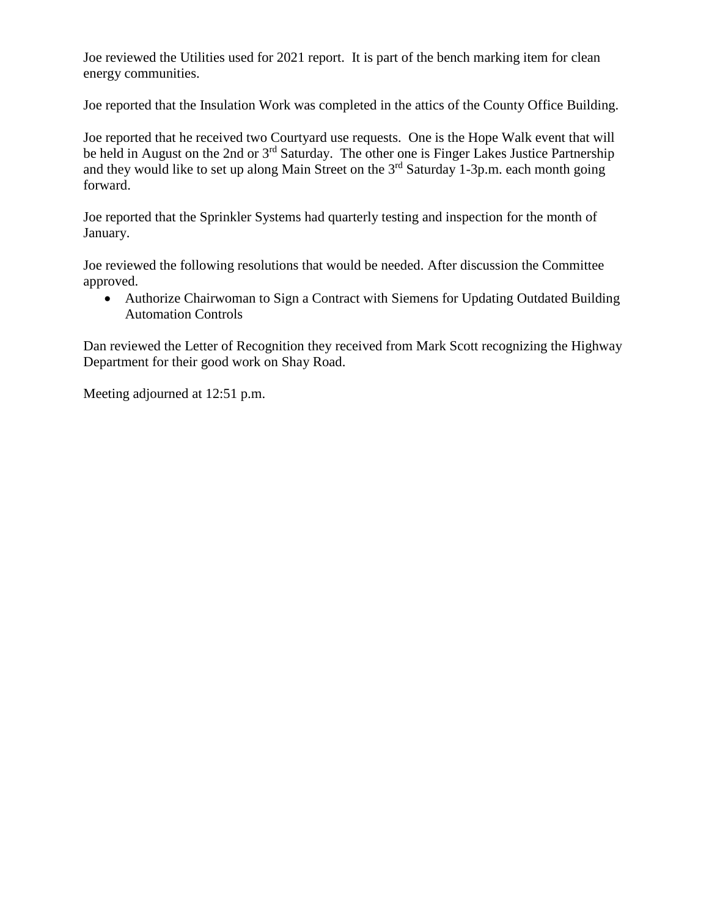Joe reviewed the Utilities used for 2021 report. It is part of the bench marking item for clean energy communities.

Joe reported that the Insulation Work was completed in the attics of the County Office Building.

Joe reported that he received two Courtyard use requests. One is the Hope Walk event that will be held in August on the 2nd or 3rd Saturday. The other one is Finger Lakes Justice Partnership and they would like to set up along Main Street on the 3rd Saturday 1-3p.m. each month going forward.

Joe reported that the Sprinkler Systems had quarterly testing and inspection for the month of January.

Joe reviewed the following resolutions that would be needed. After discussion the Committee approved.

- Authorize Chairwoman to Sign a Contract with Siemens for Updating Outdated Building Automation Controls

Dan reviewed the Letter of Recognition they received from Mark Scott recognizing the Highway Department for their good work on Shay Road.

Meeting adjourned at 12:51 p.m.